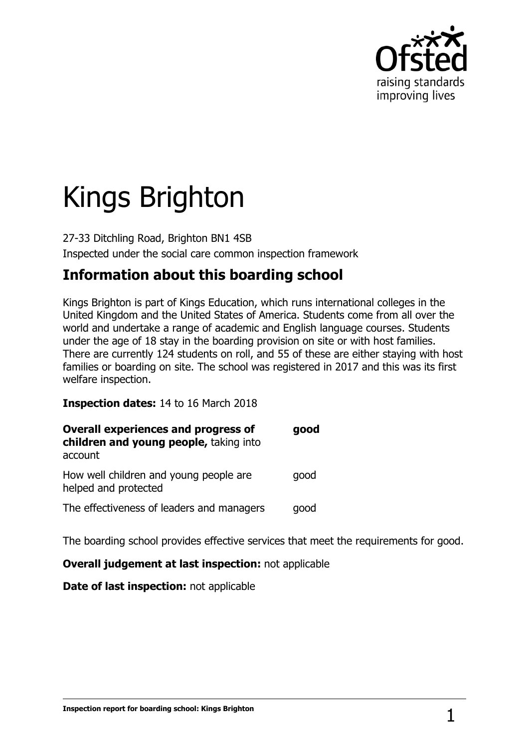# Kings Brighton

27-33 Ditchling Road, Brighton BN1 4SB

Inspected under the social care common inspection framework

## Information about this boarding school

Kings Brighton is part of Kings Education, which runs international colleges in the United Kingdom and the United States of America. Students come from all over the world and undertake a range of academic and English language courses. Students under the age of 18 stay in the boarding provision on site or with host families. There are currently 124 students on roll, and 55 of these are either staying with host families or boarding on site. The school was registered in 2017 and this was its first welfare inspection.

**Inspection dates:** 14 to 16 March 2018

| | |
|---|---|
| **Overall experiences and progress of children and young people,** taking into account | **good** |
| How well children and young people are helped and protected | good |
| The effectiveness of leaders and managers | good |

The boarding school provides effective services that meet the requirements for good.

**Overall judgement at last inspection:** not applicable

**Date of last inspection:** not applicable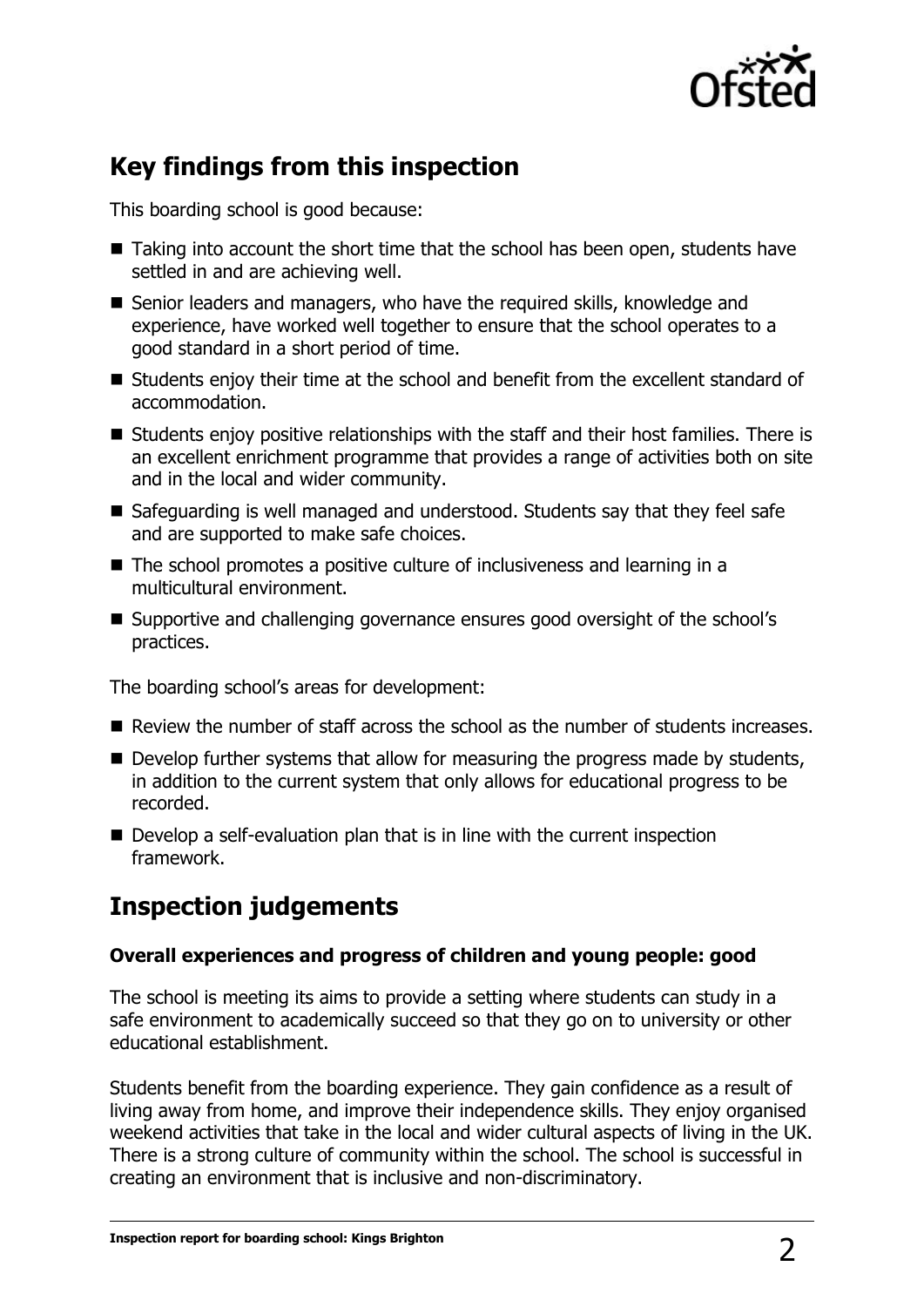## Key findings from this inspection

This boarding school is good because:

- Taking into account the short time that the school has been open, students have settled in and are achieving well.
- Senior leaders and managers, who have the required skills, knowledge and experience, have worked well together to ensure that the school operates to a good standard in a short period of time.
- Students enjoy their time at the school and benefit from the excellent standard of accommodation.
- Students enjoy positive relationships with the staff and their host families. There is an excellent enrichment programme that provides a range of activities both on site and in the local and wider community.
- Safeguarding is well managed and understood. Students say that they feel safe and are supported to make safe choices.
- The school promotes a positive culture of inclusiveness and learning in a multicultural environment.
- Supportive and challenging governance ensures good oversight of the school's practices.

The boarding school's areas for development:

- Review the number of staff across the school as the number of students increases.
- Develop further systems that allow for measuring the progress made by students, in addition to the current system that only allows for educational progress to be recorded.
- Develop a self-evaluation plan that is in line with the current inspection framework.

## Inspection judgements

### Overall experiences and progress of children and young people: good

The school is meeting its aims to provide a setting where students can study in a safe environment to academically succeed so that they go on to university or other educational establishment.

Students benefit from the boarding experience. They gain confidence as a result of living away from home, and improve their independence skills. They enjoy organised weekend activities that take in the local and wider cultural aspects of living in the UK. There is a strong culture of community within the school. The school is successful in creating an environment that is inclusive and non-discriminatory.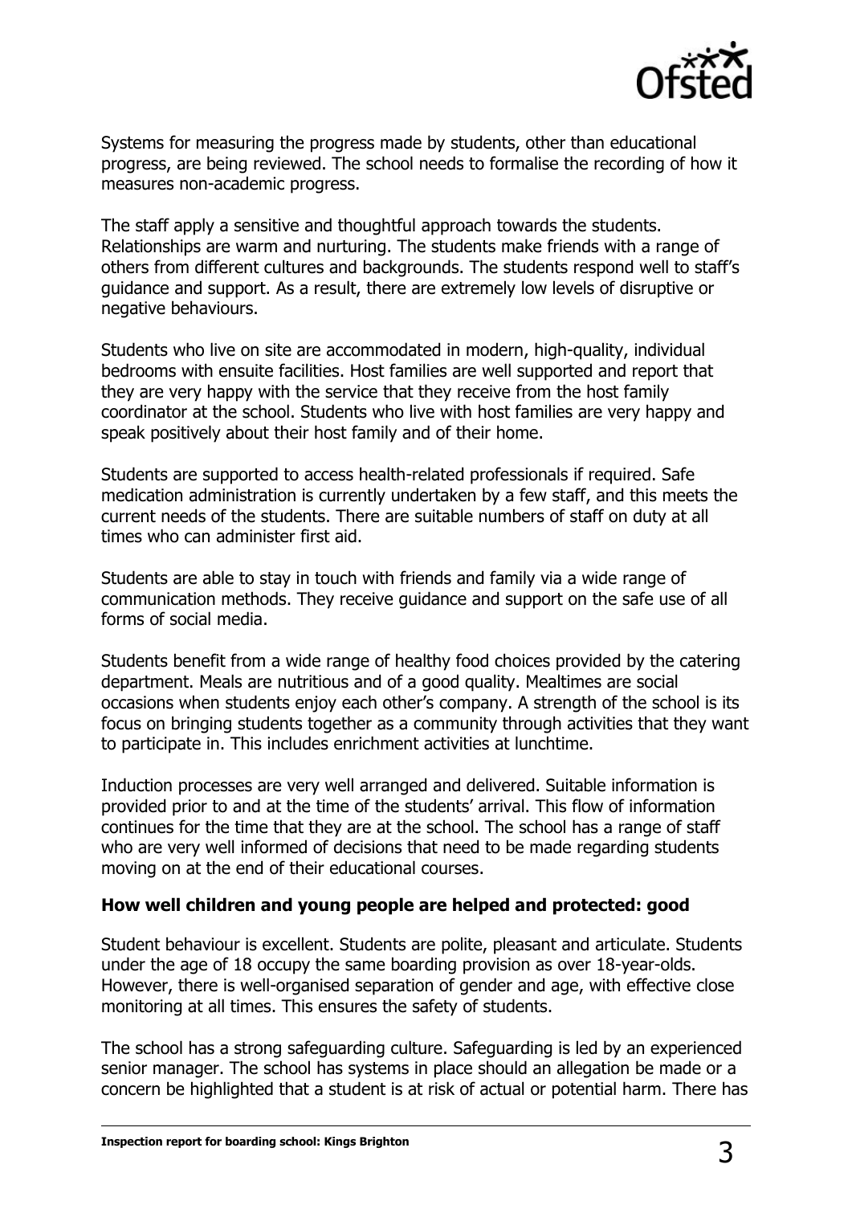Systems for measuring the progress made by students, other than educational progress, are being reviewed. The school needs to formalise the recording of how it measures non-academic progress.

The staff apply a sensitive and thoughtful approach towards the students. Relationships are warm and nurturing. The students make friends with a range of others from different cultures and backgrounds. The students respond well to staff's guidance and support. As a result, there are extremely low levels of disruptive or negative behaviours.

Students who live on site are accommodated in modern, high-quality, individual bedrooms with ensuite facilities. Host families are well supported and report that they are very happy with the service that they receive from the host family coordinator at the school. Students who live with host families are very happy and speak positively about their host family and of their home.

Students are supported to access health-related professionals if required. Safe medication administration is currently undertaken by a few staff, and this meets the current needs of the students. There are suitable numbers of staff on duty at all times who can administer first aid.

Students are able to stay in touch with friends and family via a wide range of communication methods. They receive guidance and support on the safe use of all forms of social media.

Students benefit from a wide range of healthy food choices provided by the catering department. Meals are nutritious and of a good quality. Mealtimes are social occasions when students enjoy each other's company. A strength of the school is its focus on bringing students together as a community through activities that they want to participate in. This includes enrichment activities at lunchtime.

Induction processes are very well arranged and delivered. Suitable information is provided prior to and at the time of the students' arrival. This flow of information continues for the time that they are at the school. The school has a range of staff who are very well informed of decisions that need to be made regarding students moving on at the end of their educational courses.

**How well children and young people are helped and protected: good**

Student behaviour is excellent. Students are polite, pleasant and articulate. Students under the age of 18 occupy the same boarding provision as over 18-year-olds. However, there is well-organised separation of gender and age, with effective close monitoring at all times. This ensures the safety of students.

The school has a strong safeguarding culture. Safeguarding is led by an experienced senior manager. The school has systems in place should an allegation be made or a concern be highlighted that a student is at risk of actual or potential harm. There has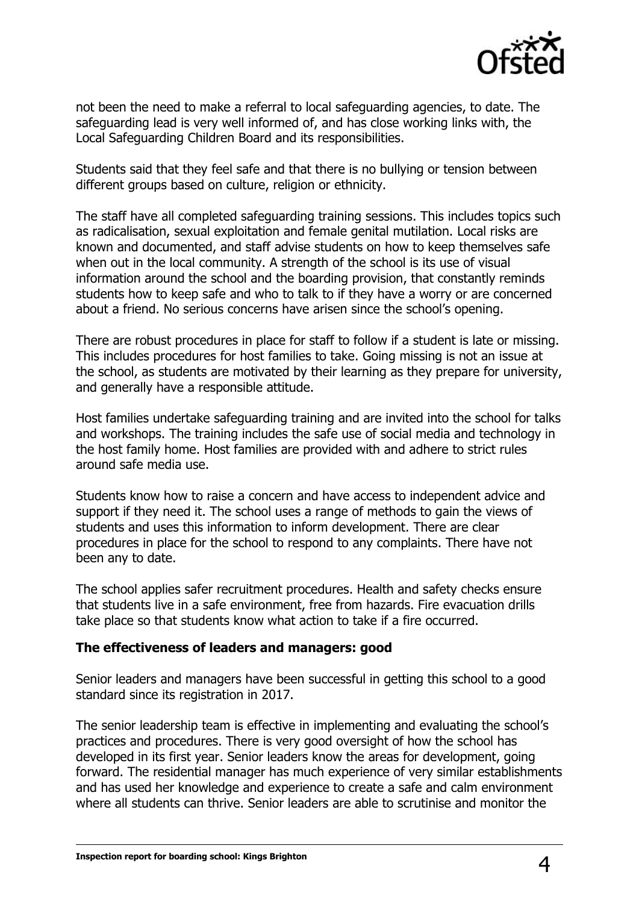not been the need to make a referral to local safeguarding agencies, to date. The safeguarding lead is very well informed of, and has close working links with, the Local Safeguarding Children Board and its responsibilities.

Students said that they feel safe and that there is no bullying or tension between different groups based on culture, religion or ethnicity.

The staff have all completed safeguarding training sessions. This includes topics such as radicalisation, sexual exploitation and female genital mutilation. Local risks are known and documented, and staff advise students on how to keep themselves safe when out in the local community. A strength of the school is its use of visual information around the school and the boarding provision, that constantly reminds students how to keep safe and who to talk to if they have a worry or are concerned about a friend. No serious concerns have arisen since the school's opening.

There are robust procedures in place for staff to follow if a student is late or missing. This includes procedures for host families to take. Going missing is not an issue at the school, as students are motivated by their learning as they prepare for university, and generally have a responsible attitude.

Host families undertake safeguarding training and are invited into the school for talks and workshops. The training includes the safe use of social media and technology in the host family home. Host families are provided with and adhere to strict rules around safe media use.

Students know how to raise a concern and have access to independent advice and support if they need it. The school uses a range of methods to gain the views of students and uses this information to inform development. There are clear procedures in place for the school to respond to any complaints. There have not been any to date.

The school applies safer recruitment procedures. Health and safety checks ensure that students live in a safe environment, free from hazards. Fire evacuation drills take place so that students know what action to take if a fire occurred.

**The effectiveness of leaders and managers: good**

Senior leaders and managers have been successful in getting this school to a good standard since its registration in 2017.

The senior leadership team is effective in implementing and evaluating the school's practices and procedures. There is very good oversight of how the school has developed in its first year. Senior leaders know the areas for development, going forward. The residential manager has much experience of very similar establishments and has used her knowledge and experience to create a safe and calm environment where all students can thrive. Senior leaders are able to scrutinise and monitor the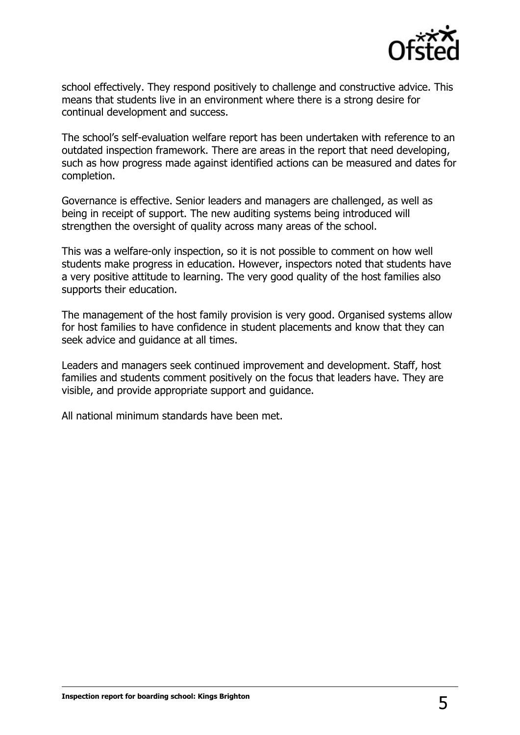school effectively. They respond positively to challenge and constructive advice. This means that students live in an environment where there is a strong desire for continual development and success.

The school's self-evaluation welfare report has been undertaken with reference to an outdated inspection framework. There are areas in the report that need developing, such as how progress made against identified actions can be measured and dates for completion.

Governance is effective. Senior leaders and managers are challenged, as well as being in receipt of support. The new auditing systems being introduced will strengthen the oversight of quality across many areas of the school.

This was a welfare-only inspection, so it is not possible to comment on how well students make progress in education. However, inspectors noted that students have a very positive attitude to learning. The very good quality of the host families also supports their education.

The management of the host family provision is very good. Organised systems allow for host families to have confidence in student placements and know that they can seek advice and guidance at all times.

Leaders and managers seek continued improvement and development. Staff, host families and students comment positively on the focus that leaders have. They are visible, and provide appropriate support and guidance.

All national minimum standards have been met.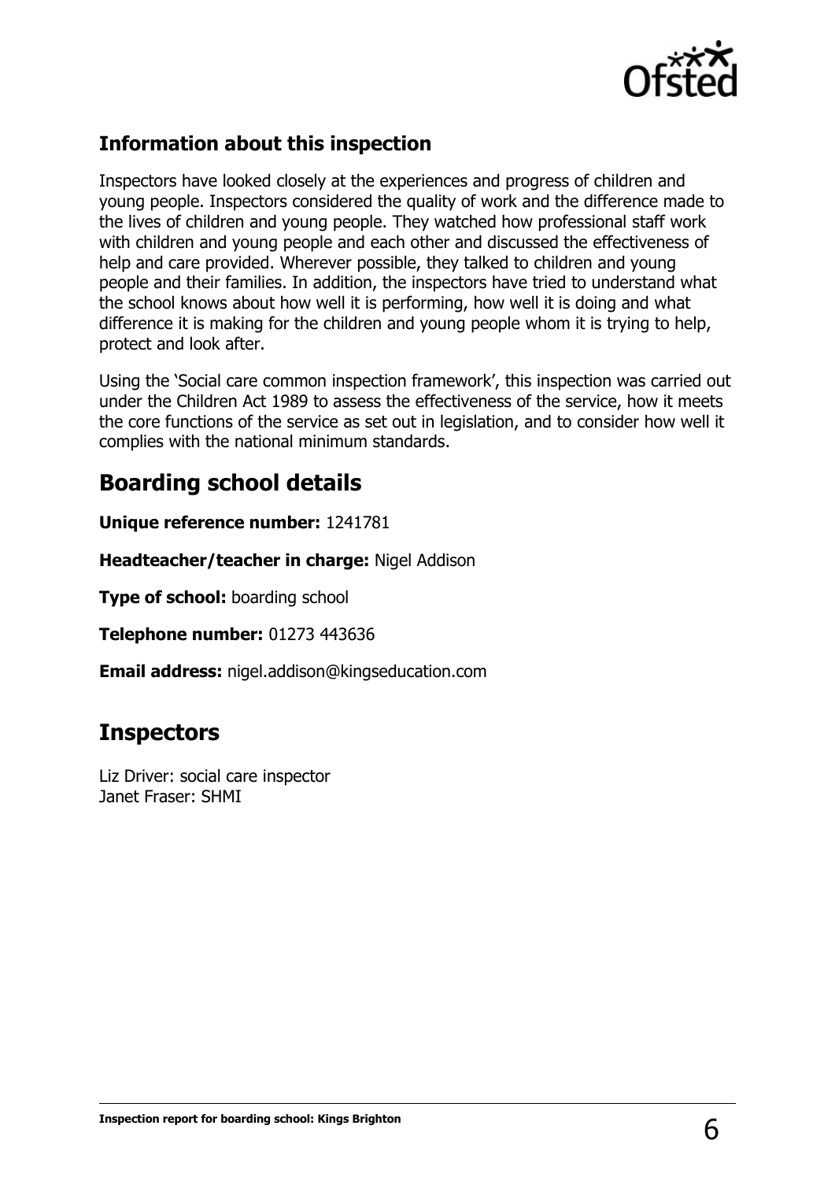### Information about this inspection

Inspectors have looked closely at the experiences and progress of children and young people. Inspectors considered the quality of work and the difference made to the lives of children and young people. They watched how professional staff work with children and young people and each other and discussed the effectiveness of help and care provided. Wherever possible, they talked to children and young people and their families. In addition, the inspectors have tried to understand what the school knows about how well it is performing, how well it is doing and what difference it is making for the children and young people whom it is trying to help, protect and look after.

Using the 'Social care common inspection framework', this inspection was carried out under the Children Act 1989 to assess the effectiveness of the service, how it meets the core functions of the service as set out in legislation, and to consider how well it complies with the national minimum standards.

## Boarding school details

**Unique reference number:** 1241781

**Headteacher/teacher in charge:** Nigel Addison

**Type of school:** boarding school

**Telephone number:** 01273 443636

**Email address:** nigel.addison@kingseducation.com

## Inspectors

Liz Driver: social care inspector
Janet Fraser: SHMI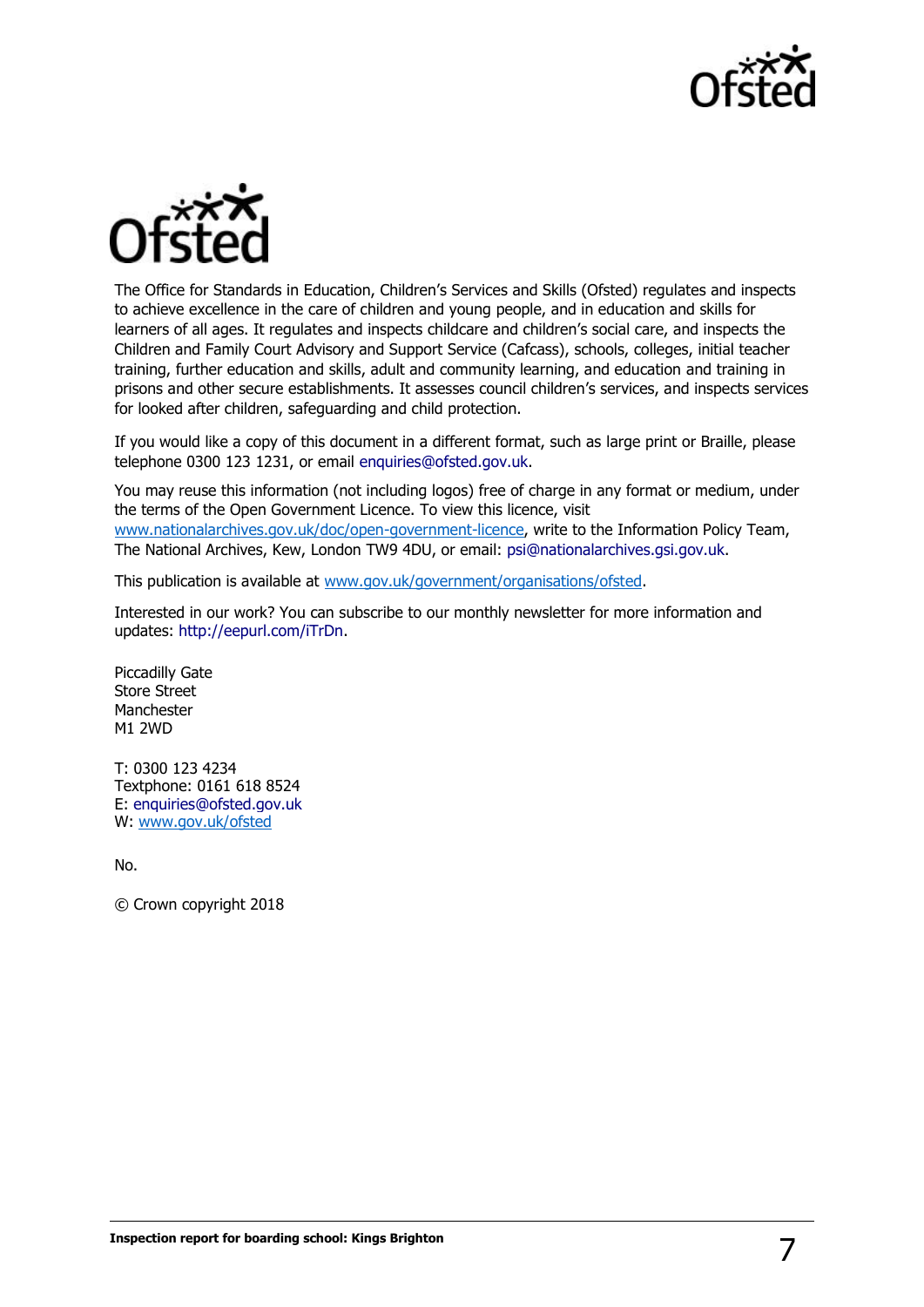The Office for Standards in Education, Children's Services and Skills (Ofsted) regulates and inspects to achieve excellence in the care of children and young people, and in education and skills for learners of all ages. It regulates and inspects childcare and children's social care, and inspects the Children and Family Court Advisory and Support Service (Cafcass), schools, colleges, initial teacher training, further education and skills, adult and community learning, and education and training in prisons and other secure establishments. It assesses council children's services, and inspects services for looked after children, safeguarding and child protection.

If you would like a copy of this document in a different format, such as large print or Braille, please telephone 0300 123 1231, or email enquiries@ofsted.gov.uk.

You may reuse this information (not including logos) free of charge in any format or medium, under the terms of the Open Government Licence. To view this licence, visit www.nationalarchives.gov.uk/doc/open-government-licence, write to the Information Policy Team, The National Archives, Kew, London TW9 4DU, or email: psi@nationalarchives.gsi.gov.uk.

This publication is available at www.gov.uk/government/organisations/ofsted.

Interested in our work? You can subscribe to our monthly newsletter for more information and updates: http://eepurl.com/iTrDn.

Piccadilly Gate
Store Street
Manchester
M1 2WD

T: 0300 123 4234
Textphone: 0161 618 8524
E: enquiries@ofsted.gov.uk
W: www.gov.uk/ofsted

No.

© Crown copyright 2018